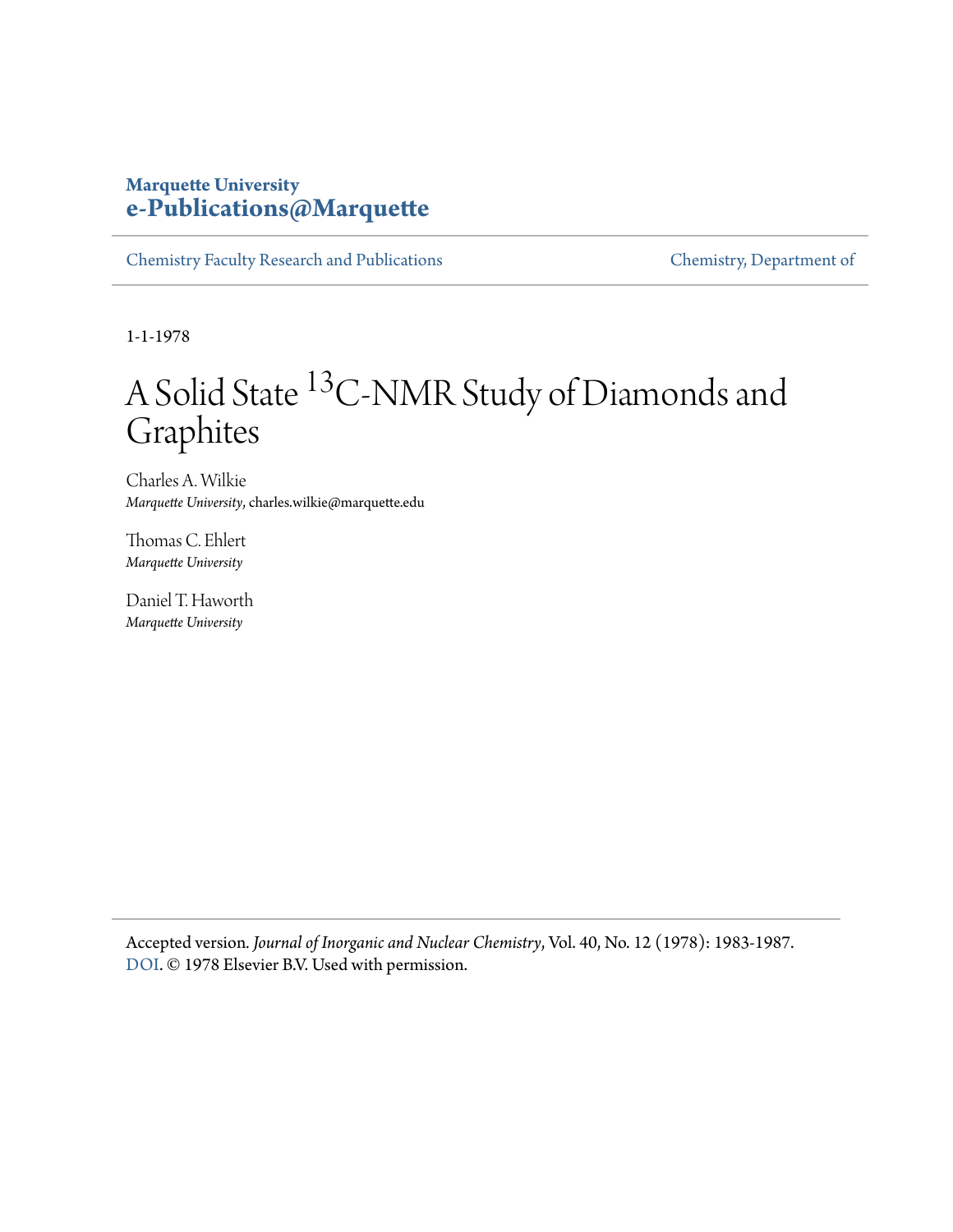Marquette University
**e-Publications@Marquette**

Chemistry Faculty Research and Publications | Chemistry, Department of

1-1-1978

# A Solid State $^{13}$C-NMR Study of Diamonds and Graphites

Charles A. Wilkie
*Marquette University*, charles.wilkie@marquette.edu

Thomas C. Ehlert
*Marquette University*

Daniel T. Haworth
*Marquette University*

Accepted version. *Journal of Inorganic and Nuclear Chemistry*, Vol. 40, No. 12 (1978): 1983-1987. DOI. © 1978 Elsevier B.V. Used with permission.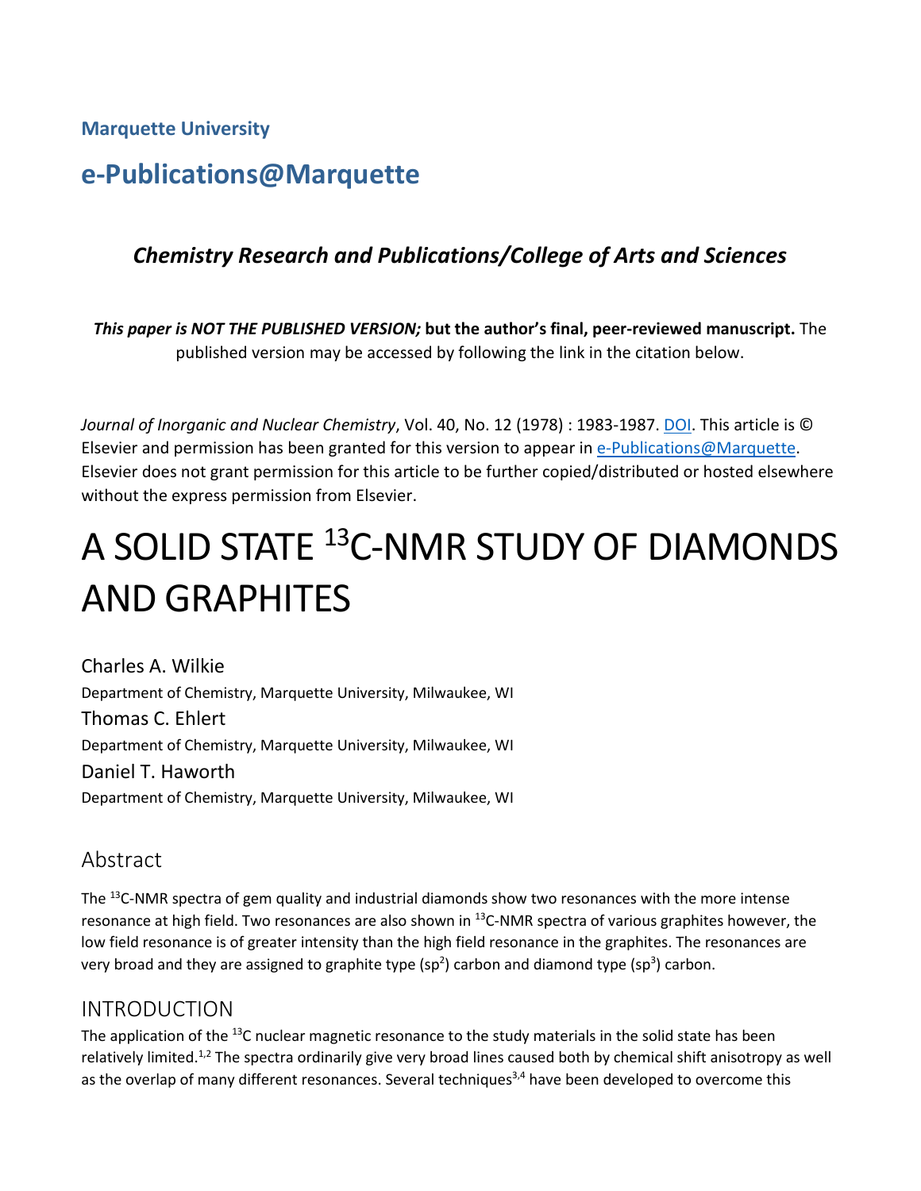Marquette University

# e-Publications@Marquette

### *Chemistry Research and Publications/College of Arts and Sciences*

***This paper is NOT THE PUBLISHED VERSION;* but the author's final, peer-reviewed manuscript.** The published version may be accessed by following the link in the citation below.

*Journal of Inorganic and Nuclear Chemistry*, Vol. 40, No. 12 (1978) : 1983-1987. DOI. This article is © Elsevier and permission has been granted for this version to appear in e-Publications@Marquette. Elsevier does not grant permission for this article to be further copied/distributed or hosted elsewhere without the express permission from Elsevier.

# A SOLID STATE $^{13}$C-NMR STUDY OF DIAMONDS AND GRAPHITES

Charles A. Wilkie
Department of Chemistry, Marquette University, Milwaukee, WI

Thomas C. Ehlert
Department of Chemistry, Marquette University, Milwaukee, WI

Daniel T. Haworth
Department of Chemistry, Marquette University, Milwaukee, WI

## Abstract

The $^{13}$C-NMR spectra of gem quality and industrial diamonds show two resonances with the more intense resonance at high field. Two resonances are also shown in $^{13}$C-NMR spectra of various graphites however, the low field resonance is of greater intensity than the high field resonance in the graphites. The resonances are very broad and they are assigned to graphite type ($sp^2$) carbon and diamond type ($sp^3$) carbon.

## INTRODUCTION

The application of the $^{13}$C nuclear magnetic resonance to the study materials in the solid state has been relatively limited.[1,2] The spectra ordinarily give very broad lines caused both by chemical shift anisotropy as well as the overlap of many different resonances. Several techniques[3,4] have been developed to overcome this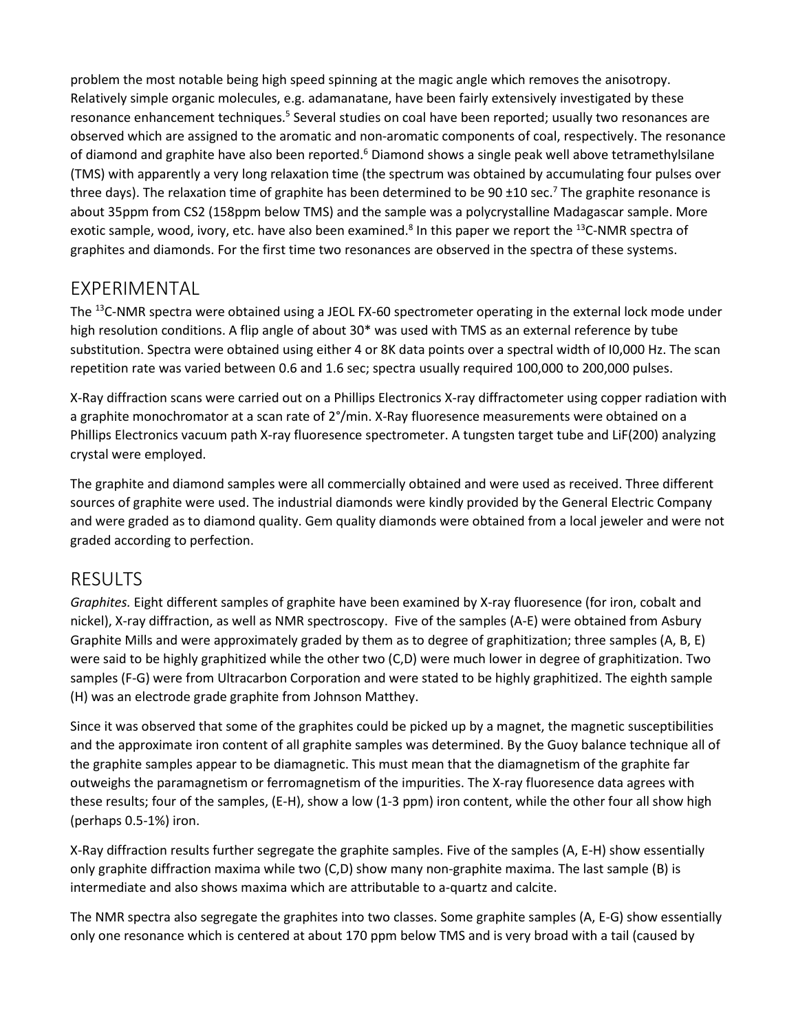problem the most notable being high speed spinning at the magic angle which removes the anisotropy. Relatively simple organic molecules, e.g. adamanatane, have been fairly extensively investigated by these resonance enhancement techniques.[5] Several studies on coal have been reported; usually two resonances are observed which are assigned to the aromatic and non-aromatic components of coal, respectively. The resonance of diamond and graphite have also been reported.[6] Diamond shows a single peak well above tetramethylsilane (TMS) with apparently a very long relaxation time (the spectrum was obtained by accumulating four pulses over three days). The relaxation time of graphite has been determined to be 90 ±10 sec.[7] The graphite resonance is about 35ppm from CS2 (158ppm below TMS) and the sample was a polycrystalline Madagascar sample. More exotic sample, wood, ivory, etc. have also been examined.[8] In this paper we report the $^{13}$C-NMR spectra of graphites and diamonds. For the first time two resonances are observed in the spectra of these systems.

## EXPERIMENTAL

The $^{13}$C-NMR spectra were obtained using a JEOL FX-60 spectrometer operating in the external lock mode under high resolution conditions. A flip angle of about 30* was used with TMS as an external reference by tube substitution. Spectra were obtained using either 4 or 8K data points over a spectral width of I0,000 Hz. The scan repetition rate was varied between 0.6 and 1.6 sec; spectra usually required 100,000 to 200,000 pulses.

X-Ray diffraction scans were carried out on a Phillips Electronics X-ray diffractometer using copper radiation with a graphite monochromator at a scan rate of 2°/min. X-Ray fluoresence measurements were obtained on a Phillips Electronics vacuum path X-ray fluoresence spectrometer. A tungsten target tube and LiF(200) analyzing crystal were employed.

The graphite and diamond samples were all commercially obtained and were used as received. Three different sources of graphite were used. The industrial diamonds were kindly provided by the General Electric Company and were graded as to diamond quality. Gem quality diamonds were obtained from a local jeweler and were not graded according to perfection.

## RESULTS

*Graphites.* Eight different samples of graphite have been examined by X-ray fluoresence (for iron, cobalt and nickel), X-ray diffraction, as well as NMR spectroscopy. Five of the samples (A-E) were obtained from Asbury Graphite Mills and were approximately graded by them as to degree of graphitization; three samples (A, B, E) were said to be highly graphitized while the other two (C,D) were much lower in degree of graphitization. Two samples (F-G) were from Ultracarbon Corporation and were stated to be highly graphitized. The eighth sample (H) was an electrode grade graphite from Johnson Matthey.

Since it was observed that some of the graphites could be picked up by a magnet, the magnetic susceptibilities and the approximate iron content of all graphite samples was determined. By the Guoy balance technique all of the graphite samples appear to be diamagnetic. This must mean that the diamagnetism of the graphite far outweighs the paramagnetism or ferromagnetism of the impurities. The X-ray fluoresence data agrees with these results; four of the samples, (E-H), show a low (1-3 ppm) iron content, while the other four all show high (perhaps 0.5-1%) iron.

X-Ray diffraction results further segregate the graphite samples. Five of the samples (A, E-H) show essentially only graphite diffraction maxima while two (C,D) show many non-graphite maxima. The last sample (B) is intermediate and also shows maxima which are attributable to a-quartz and calcite.

The NMR spectra also segregate the graphites into two classes. Some graphite samples (A, E-G) show essentially only one resonance which is centered at about 170 ppm below TMS and is very broad with a tail (caused by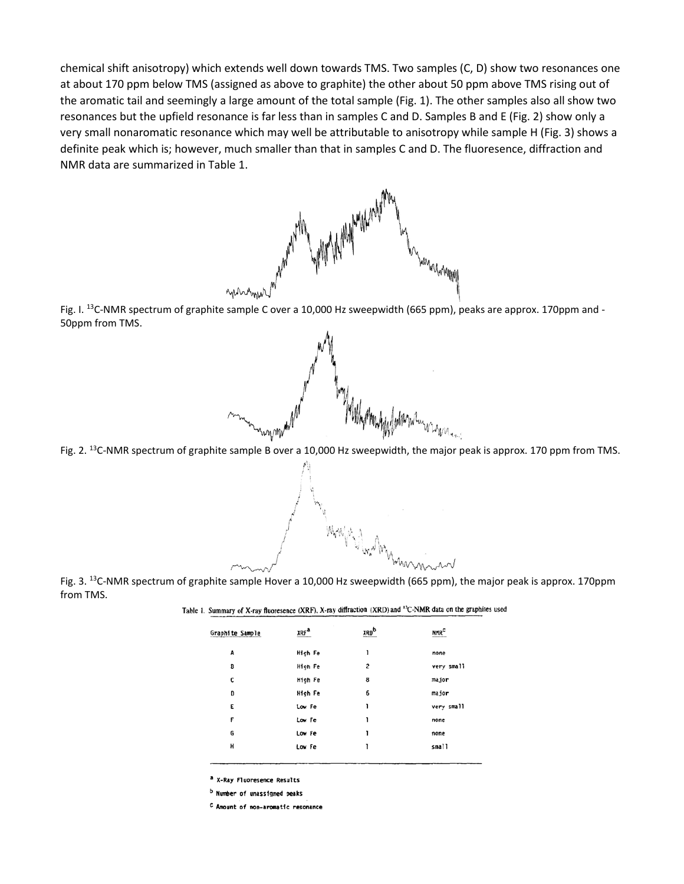chemical shift anisotropy) which extends well down towards TMS. Two samples (C, D) show two resonances one at about 170 ppm below TMS (assigned as above to graphite) the other about 50 ppm above TMS rising out of the aromatic tail and seemingly a large amount of the total sample (Fig. 1). The other samples also all show two resonances but the upfield resonance is far less than in samples C and D. Samples B and E (Fig. 2) show only a very small nonaromatic resonance which may well be attributable to anisotropy while sample H (Fig. 3) shows a definite peak which is; however, much smaller than that in samples C and D. The fluoresence, diffraction and NMR data are summarized in Table 1.

Fig. I. $^{13}$C-NMR spectrum of graphite sample C over a 10,000 Hz sweepwidth (665 ppm), peaks are approx. 170ppm and -50ppm from TMS.

Fig. 2. $^{13}$C-NMR spectrum of graphite sample B over a 10,000 Hz sweepwidth, the major peak is approx. 170 ppm from TMS.

Fig. 3. $^{13}$C-NMR spectrum of graphite sample Hover a 10,000 Hz sweepwidth (665 ppm), the major peak is approx. 170ppm from TMS.

Table 1. Summary of X-ray fluoresence (XRF), X-ray diffraction (XRD) and $^{13}$C-NMR data on the graphites used

| Graphite Sample | XRF[a] | XRD[b] | NMR[c] |
|---|---|---|---|
| A | High Fe | 1 | none |
| B | High Fe | 2 | very small |
| C | High Fe | 8 | major |
| D | High Fe | 6 | major |
| E | Low Fe | 1 | very small |
| F | Low Fe | 1 | none |
| G | Low Fe | 1 | none |
| H | Low Fe | 1 | small |

[a] X-Ray Fluoresence Results

[b] Number of unassigned peaks

[c] Amount of non-aromatic resonance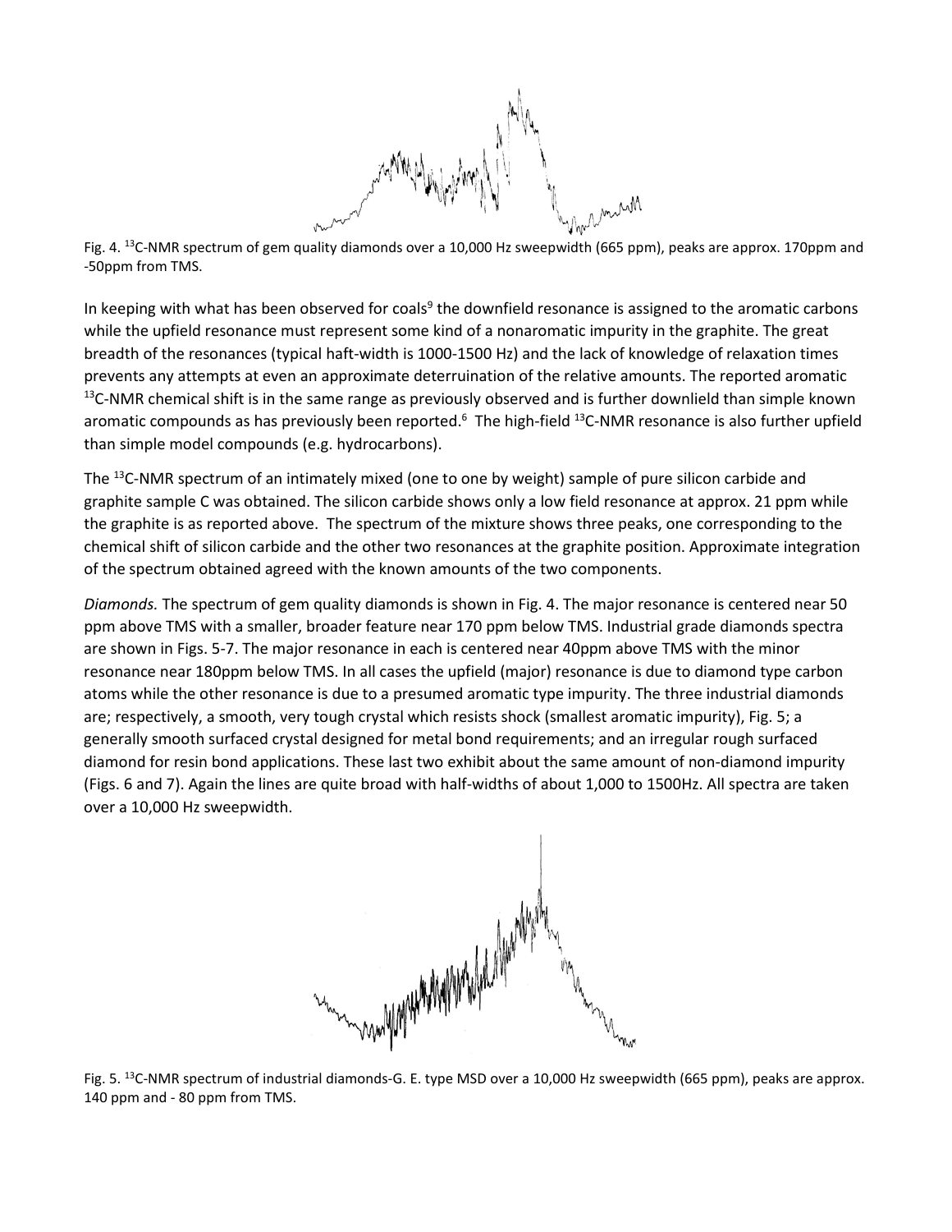Fig. 4. $^{13}C$-NMR spectrum of gem quality diamonds over a 10,000 Hz sweepwidth (665 ppm), peaks are approx. 170ppm and -50ppm from TMS.

In keeping with what has been observed for coals[9] the downfield resonance is assigned to the aromatic carbons while the upfield resonance must represent some kind of a nonaromatic impurity in the graphite. The great breadth of the resonances (typical haft-width is 1000-1500 Hz) and the lack of knowledge of relaxation times prevents any attempts at even an approximate deterruination of the relative amounts. The reported aromatic $^{13}C$-NMR chemical shift is in the same range as previously observed and is further downlield than simple known aromatic compounds as has previously been reported.[6] The high-field $^{13}C$-NMR resonance is also further upfield than simple model compounds (e.g. hydrocarbons).

The $^{13}C$-NMR spectrum of an intimately mixed (one to one by weight) sample of pure silicon carbide and graphite sample C was obtained. The silicon carbide shows only a low field resonance at approx. 21 ppm while the graphite is as reported above. The spectrum of the mixture shows three peaks, one corresponding to the chemical shift of silicon carbide and the other two resonances at the graphite position. Approximate integration of the spectrum obtained agreed with the known amounts of the two components.

*Diamonds.* The spectrum of gem quality diamonds is shown in Fig. 4. The major resonance is centered near 50 ppm above TMS with a smaller, broader feature near 170 ppm below TMS. Industrial grade diamonds spectra are shown in Figs. 5-7. The major resonance in each is centered near 40ppm above TMS with the minor resonance near 180ppm below TMS. In all cases the upfield (major) resonance is due to diamond type carbon atoms while the other resonance is due to a presumed aromatic type impurity. The three industrial diamonds are; respectively, a smooth, very tough crystal which resists shock (smallest aromatic impurity), Fig. 5; a generally smooth surfaced crystal designed for metal bond requirements; and an irregular rough surfaced diamond for resin bond applications. These last two exhibit about the same amount of non-diamond impurity (Figs. 6 and 7). Again the lines are quite broad with half-widths of about 1,000 to 1500Hz. All spectra are taken over a 10,000 Hz sweepwidth.

Fig. 5. $^{13}C$-NMR spectrum of industrial diamonds-G. E. type MSD over a 10,000 Hz sweepwidth (665 ppm), peaks are approx. 140 ppm and - 80 ppm from TMS.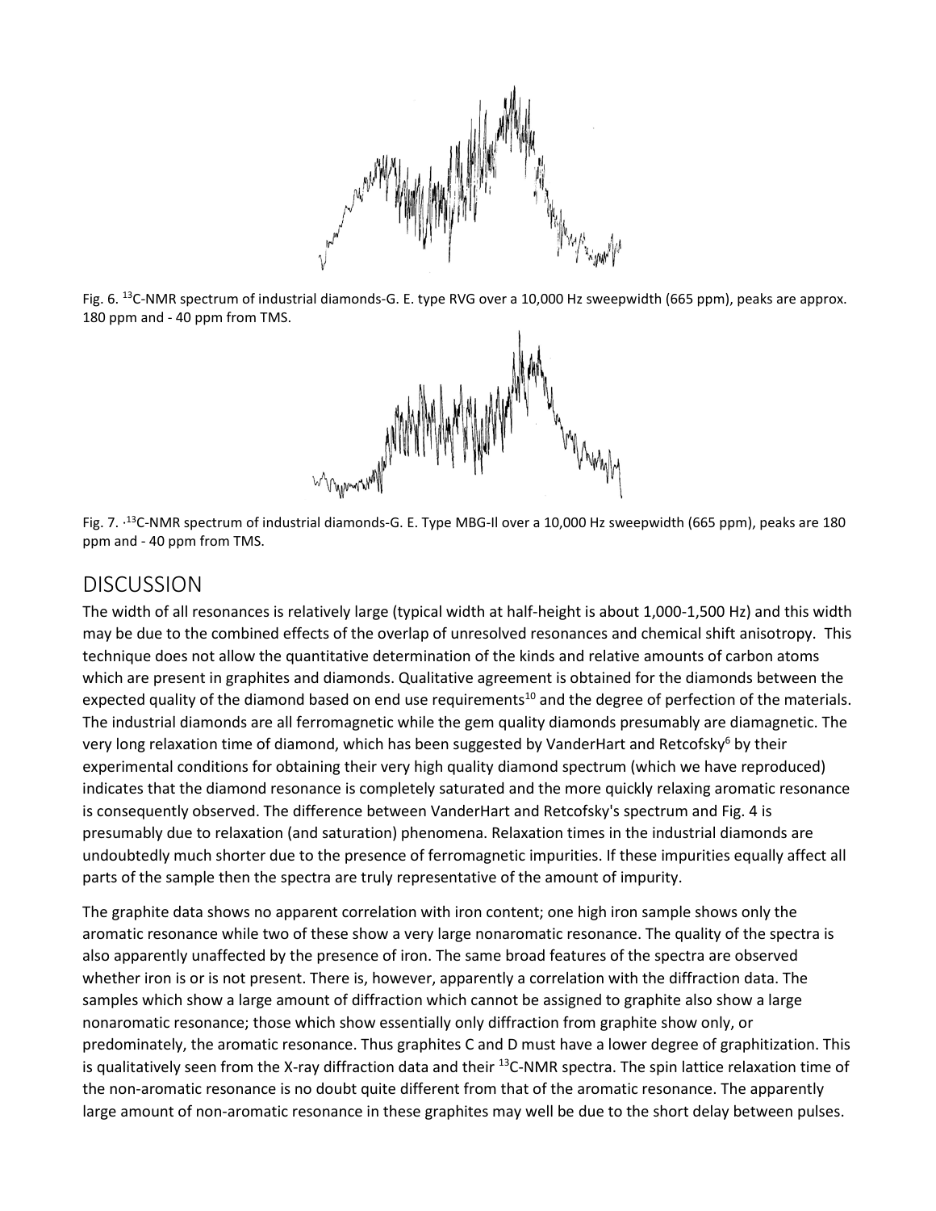Fig. 6. [13]C-NMR spectrum of industrial diamonds-G. E. type RVG over a 10,000 Hz sweepwidth (665 ppm), peaks are approx. 180 ppm and - 40 ppm from TMS.

Fig. 7. ·[13]C-NMR spectrum of industrial diamonds-G. E. Type MBG-II over a 10,000 Hz sweepwidth (665 ppm), peaks are 180 ppm and - 40 ppm from TMS.

## DISCUSSION

The width of all resonances is relatively large (typical width at half-height is about 1,000-1,500 Hz) and this width may be due to the combined effects of the overlap of unresolved resonances and chemical shift anisotropy. This technique does not allow the quantitative determination of the kinds and relative amounts of carbon atoms which are present in graphites and diamonds. Qualitative agreement is obtained for the diamonds between the expected quality of the diamond based on end use requirements[10] and the degree of perfection of the materials. The industrial diamonds are all ferromagnetic while the gem quality diamonds presumably are diamagnetic. The very long relaxation time of diamond, which has been suggested by VanderHart and Retcofsky[6] by their experimental conditions for obtaining their very high quality diamond spectrum (which we have reproduced) indicates that the diamond resonance is completely saturated and the more quickly relaxing aromatic resonance is consequently observed. The difference between VanderHart and Retcofsky's spectrum and Fig. 4 is presumably due to relaxation (and saturation) phenomena. Relaxation times in the industrial diamonds are undoubtedly much shorter due to the presence of ferromagnetic impurities. If these impurities equally affect all parts of the sample then the spectra are truly representative of the amount of impurity.

The graphite data shows no apparent correlation with iron content; one high iron sample shows only the aromatic resonance while two of these show a very large nonaromatic resonance. The quality of the spectra is also apparently unaffected by the presence of iron. The same broad features of the spectra are observed whether iron is or is not present. There is, however, apparently a correlation with the diffraction data. The samples which show a large amount of diffraction which cannot be assigned to graphite also show a large nonaromatic resonance; those which show essentially only diffraction from graphite show only, or predominately, the aromatic resonance. Thus graphites C and D must have a lower degree of graphitization. This is qualitatively seen from the X-ray diffraction data and their [13]C-NMR spectra. The spin lattice relaxation time of the non-aromatic resonance is no doubt quite different from that of the aromatic resonance. The apparently large amount of non-aromatic resonance in these graphites may well be due to the short delay between pulses.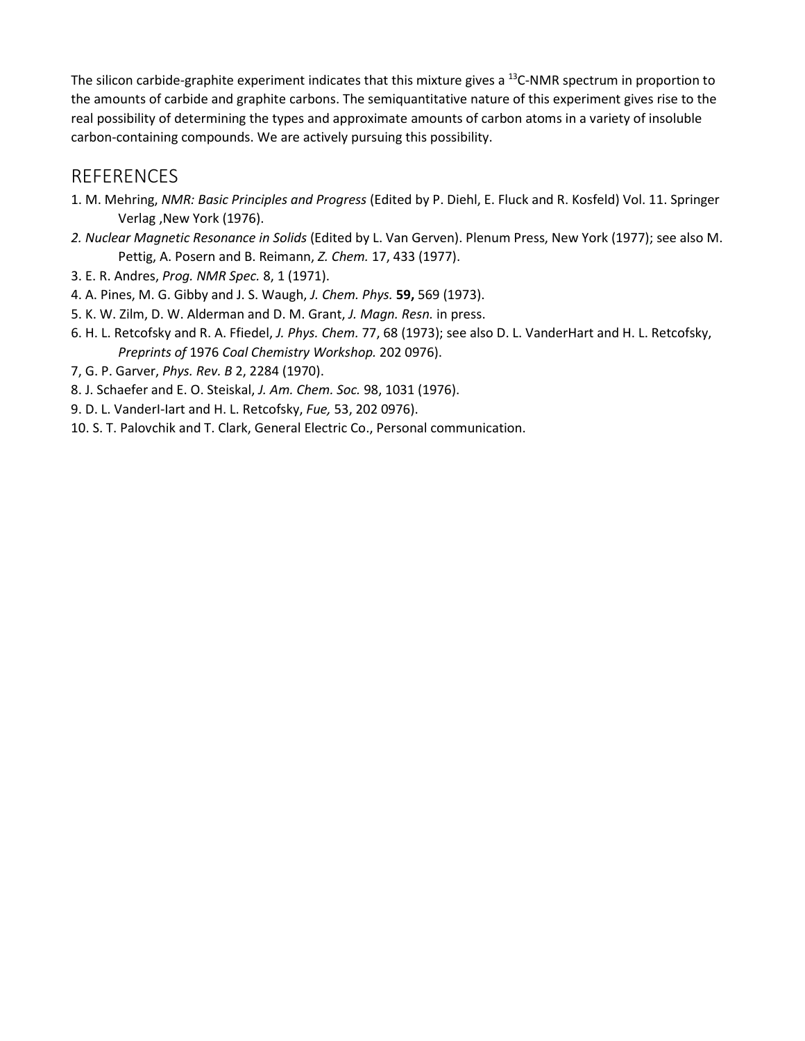The silicon carbide-graphite experiment indicates that this mixture gives a $^{13}$C-NMR spectrum in proportion to the amounts of carbide and graphite carbons. The semiquantitative nature of this experiment gives rise to the real possibility of determining the types and approximate amounts of carbon atoms in a variety of insoluble carbon-containing compounds. We are actively pursuing this possibility.

## REFERENCES

1. M. Mehring, *NMR: Basic Principles and Progress* (Edited by P. Diehl, E. Fluck and R. Kosfeld) Vol. 11. Springer Verlag ,New York (1976).
2. *Nuclear Magnetic Resonance in Solids* (Edited by L. Van Gerven). Plenum Press, New York (1977); see also M. Pettig, A. Posern and B. Reimann, *Z. Chem.* 17, 433 (1977).
3. E. R. Andres, *Prog. NMR Spec.* 8, 1 (1971).
4. A. Pines, M. G. Gibby and J. S. Waugh, *J. Chem. Phys.* **59,** 569 (1973).
5. K. W. Zilm, D. W. Alderman and D. M. Grant, *J. Magn. Resn.* in press.
6. H. L. Retcofsky and R. A. Ffiedel, *J. Phys. Chem.* 77, 68 (1973); see also D. L. VanderHart and H. L. Retcofsky, *Preprints of* 1976 *Coal Chemistry Workshop.* 202 0976).
7, G. P. Garver, *Phys. Rev. B* 2, 2284 (1970).
8. J. Schaefer and E. O. Steiskal, *J. Am. Chem. Soc.* 98, 1031 (1976).
9. D. L. VanderI-Iart and H. L. Retcofsky, *Fue,* 53, 202 0976).
10. S. T. Palovchik and T. Clark, General Electric Co., Personal communication.